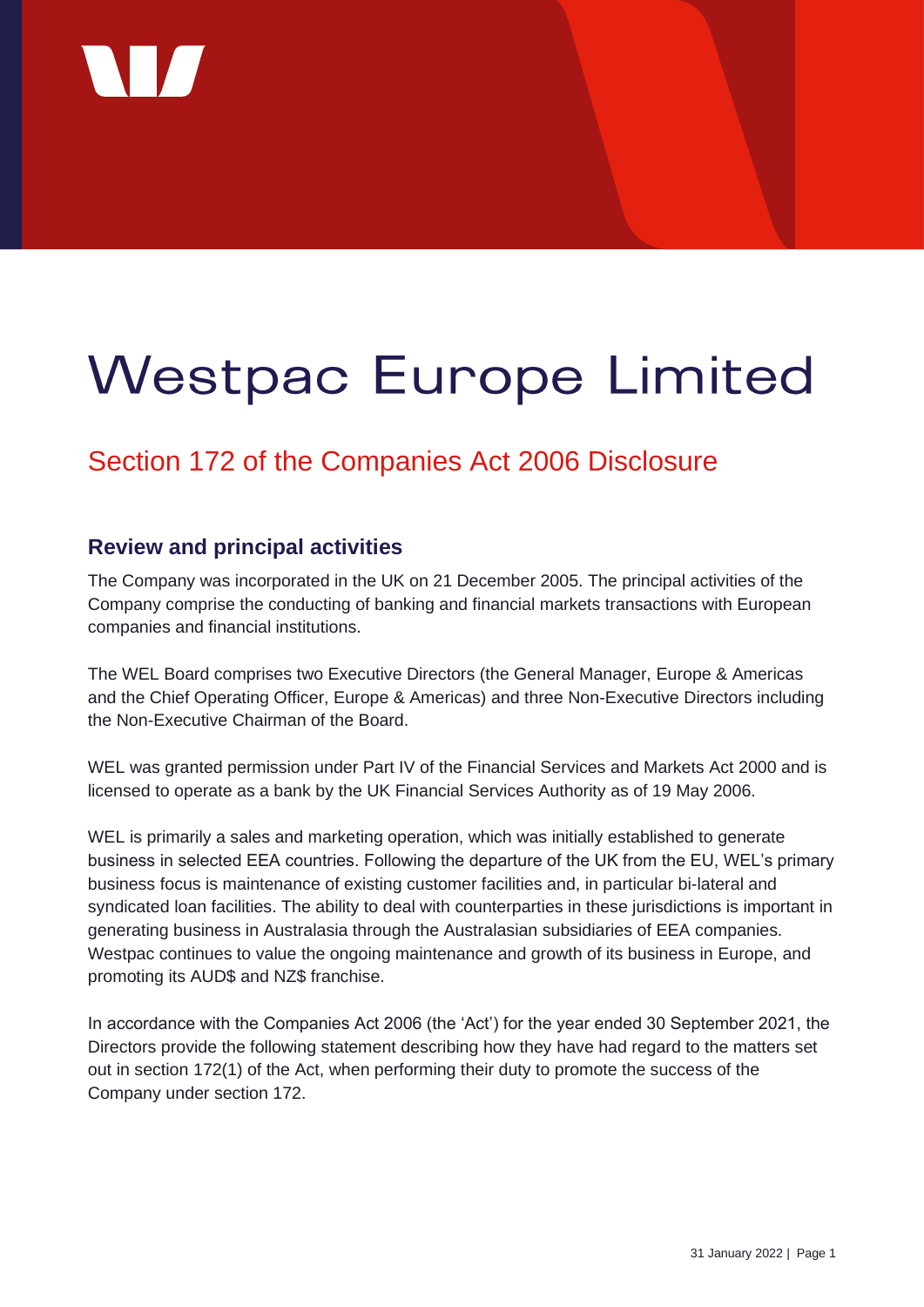# Westpac Europe Limited

## Section 172 of the Companies Act 2006 Disclosure

### Review and principal activities

The Company was incorporated in the UK on 21 December 2005. The principal activities of the Company comprise the conducting of banking and financial markets transactions with European companies and financial institutions.

The WEL Board comprises two Executive Directors (the General Manager, Europe & Americas and the Chief Operating Officer, Europe & Americas) and three Non-Executive Directors including the Non-Executive Chairman of the Board.

WEL was granted permission under Part IV of the Financial Services and Markets Act 2000 and is licensed to operate as a bank by the UK Financial Services Authority as of 19 May 2006.

WEL is primarily a sales and marketing operation, which was initially established to generate business in selected EEA countries. Following the departure of the UK from the EU, WEL's primary business focus is maintenance of existing customer facilities and, in particular bi-lateral and syndicated loan facilities. The ability to deal with counterparties in these jurisdictions is important in generating business in Australasia through the Australasian subsidiaries of EEA companies. Westpac continues to value the ongoing maintenance and growth of its business in Europe, and promoting its AUD$ and NZ$ franchise.

In accordance with the Companies Act 2006 (the 'Act') for the year ended 30 September 2021, the Directors provide the following statement describing how they have had regard to the matters set out in section 172(1) of the Act, when performing their duty to promote the success of the Company under section 172.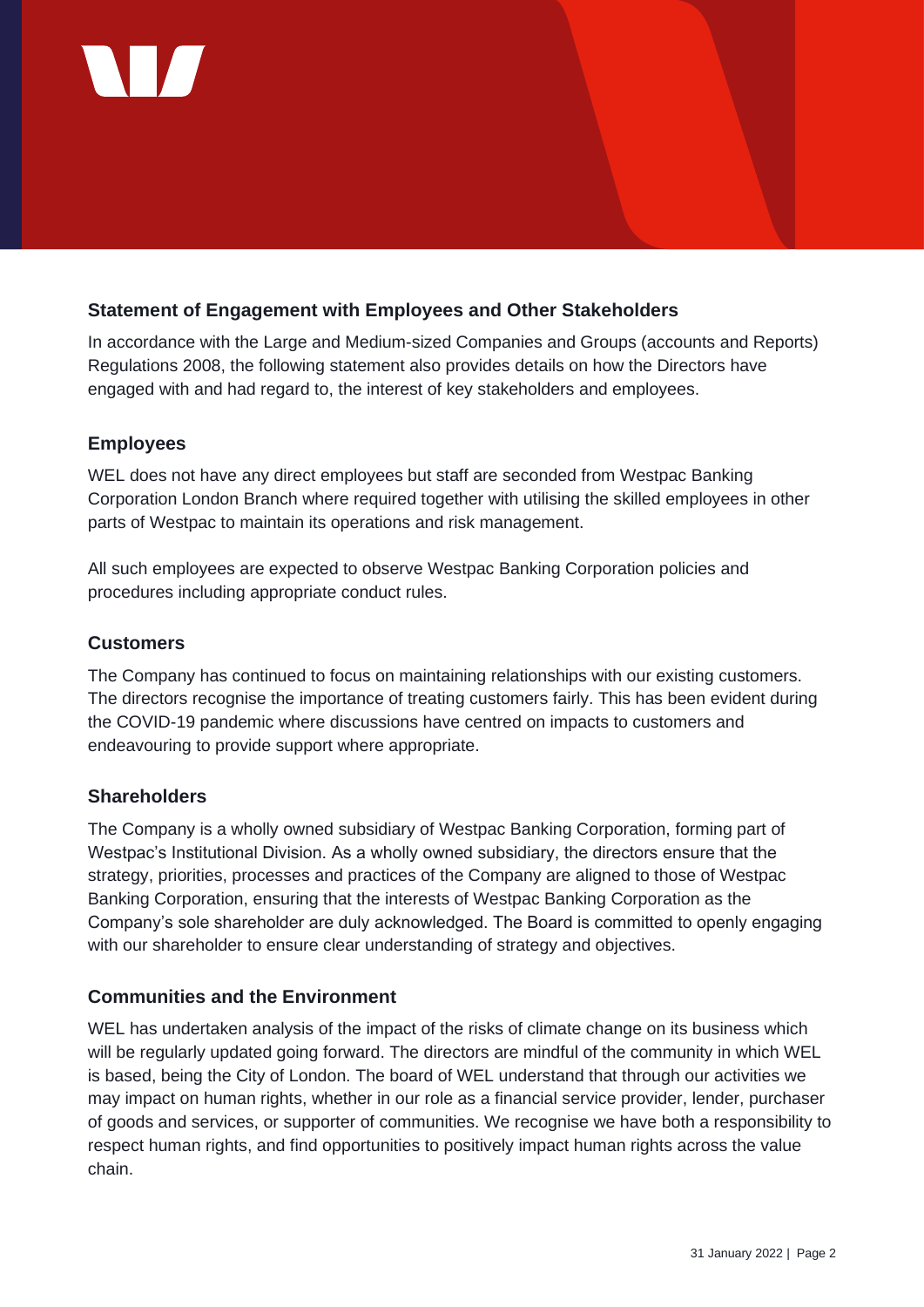## Statement of Engagement with Employees and Other Stakeholders

In accordance with the Large and Medium-sized Companies and Groups (accounts and Reports) Regulations 2008, the following statement also provides details on how the Directors have engaged with and had regard to, the interest of key stakeholders and employees.

### Employees

WEL does not have any direct employees but staff are seconded from Westpac Banking Corporation London Branch where required together with utilising the skilled employees in other parts of Westpac to maintain its operations and risk management.

All such employees are expected to observe Westpac Banking Corporation policies and procedures including appropriate conduct rules.

### Customers

The Company has continued to focus on maintaining relationships with our existing customers. The directors recognise the importance of treating customers fairly. This has been evident during the COVID-19 pandemic where discussions have centred on impacts to customers and endeavouring to provide support where appropriate.

### Shareholders

The Company is a wholly owned subsidiary of Westpac Banking Corporation, forming part of Westpac's Institutional Division. As a wholly owned subsidiary, the directors ensure that the strategy, priorities, processes and practices of the Company are aligned to those of Westpac Banking Corporation, ensuring that the interests of Westpac Banking Corporation as the Company's sole shareholder are duly acknowledged. The Board is committed to openly engaging with our shareholder to ensure clear understanding of strategy and objectives.

### Communities and the Environment

WEL has undertaken analysis of the impact of the risks of climate change on its business which will be regularly updated going forward. The directors are mindful of the community in which WEL is based, being the City of London. The board of WEL understand that through our activities we may impact on human rights, whether in our role as a financial service provider, lender, purchaser of goods and services, or supporter of communities. We recognise we have both a responsibility to respect human rights, and find opportunities to positively impact human rights across the value chain.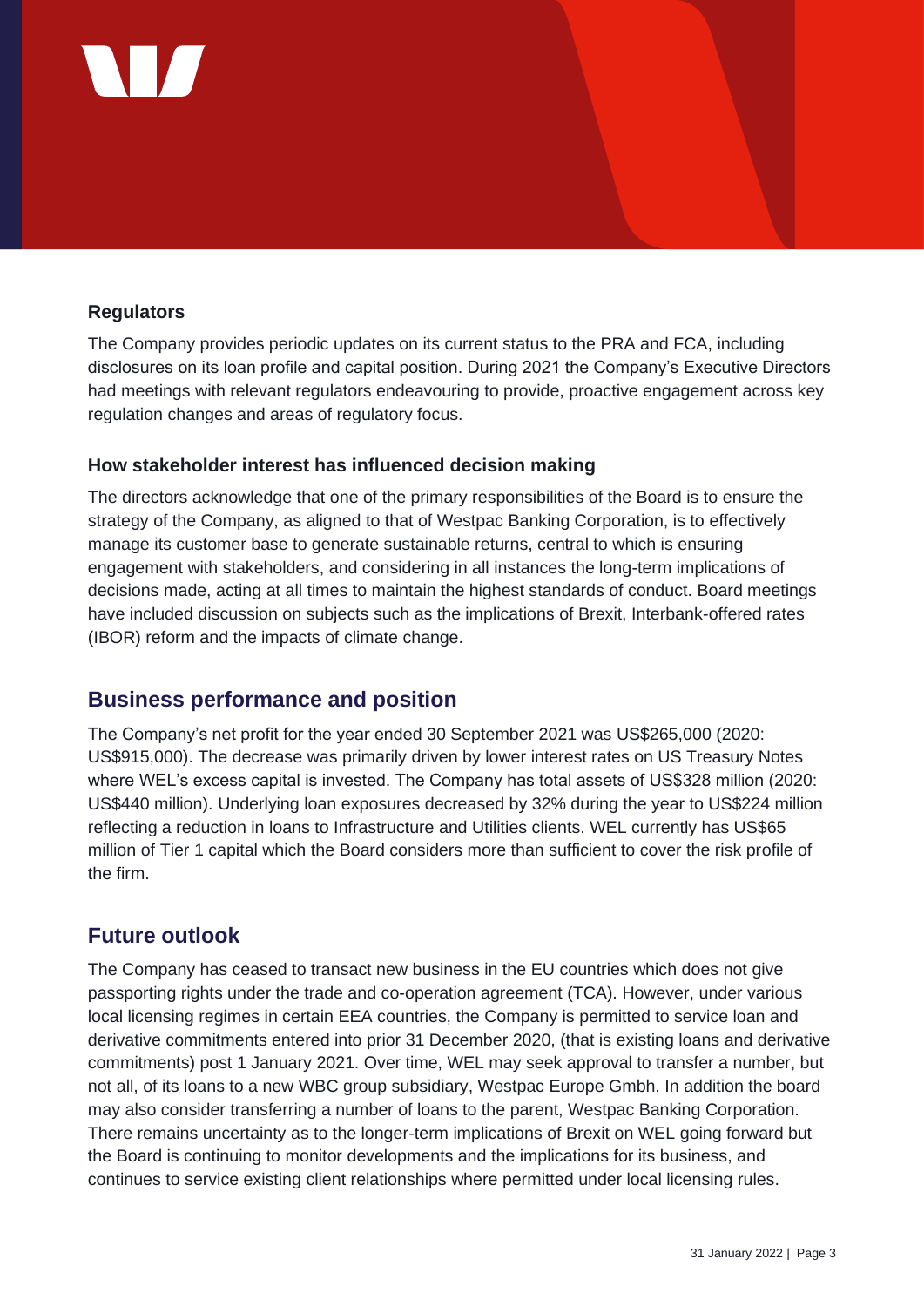### Regulators

The Company provides periodic updates on its current status to the PRA and FCA, including disclosures on its loan profile and capital position. During 2021 the Company's Executive Directors had meetings with relevant regulators endeavouring to provide, proactive engagement across key regulation changes and areas of regulatory focus.

### How stakeholder interest has influenced decision making

The directors acknowledge that one of the primary responsibilities of the Board is to ensure the strategy of the Company, as aligned to that of Westpac Banking Corporation, is to effectively manage its customer base to generate sustainable returns, central to which is ensuring engagement with stakeholders, and considering in all instances the long-term implications of decisions made, acting at all times to maintain the highest standards of conduct. Board meetings have included discussion on subjects such as the implications of Brexit, Interbank-offered rates (IBOR) reform and the impacts of climate change.

## Business performance and position

The Company's net profit for the year ended 30 September 2021 was US$265,000 (2020: US$915,000). The decrease was primarily driven by lower interest rates on US Treasury Notes where WEL's excess capital is invested. The Company has total assets of US$328 million (2020: US$440 million). Underlying loan exposures decreased by 32% during the year to US$224 million reflecting a reduction in loans to Infrastructure and Utilities clients. WEL currently has US$65 million of Tier 1 capital which the Board considers more than sufficient to cover the risk profile of the firm.

## Future outlook

The Company has ceased to transact new business in the EU countries which does not give passporting rights under the trade and co-operation agreement (TCA). However, under various local licensing regimes in certain EEA countries, the Company is permitted to service loan and derivative commitments entered into prior 31 December 2020, (that is existing loans and derivative commitments) post 1 January 2021. Over time, WEL may seek approval to transfer a number, but not all, of its loans to a new WBC group subsidiary, Westpac Europe Gmbh. In addition the board may also consider transferring a number of loans to the parent, Westpac Banking Corporation. There remains uncertainty as to the longer-term implications of Brexit on WEL going forward but the Board is continuing to monitor developments and the implications for its business, and continues to service existing client relationships where permitted under local licensing rules.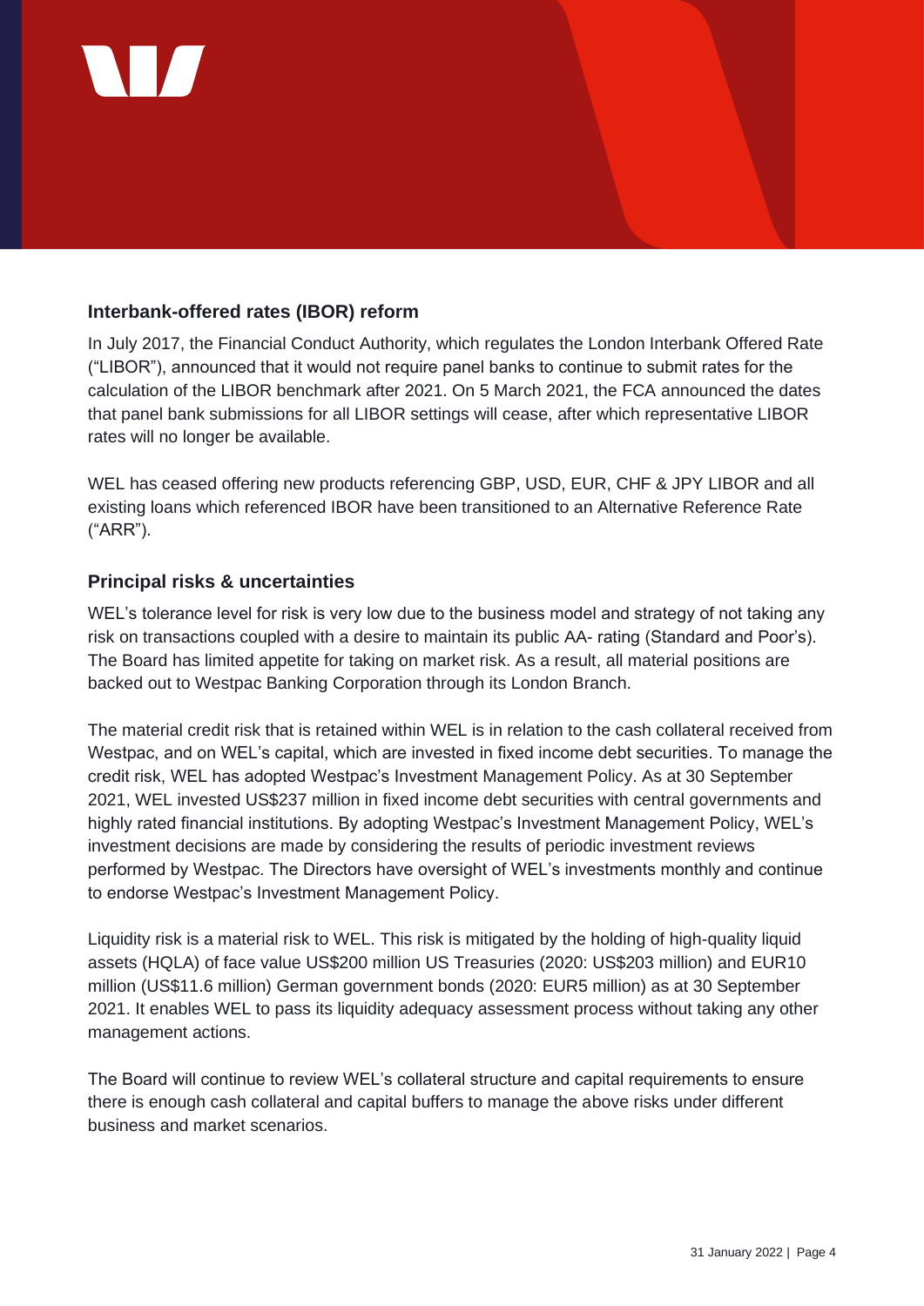## Interbank-offered rates (IBOR) reform

In July 2017, the Financial Conduct Authority, which regulates the London Interbank Offered Rate ("LIBOR"), announced that it would not require panel banks to continue to submit rates for the calculation of the LIBOR benchmark after 2021. On 5 March 2021, the FCA announced the dates that panel bank submissions for all LIBOR settings will cease, after which representative LIBOR rates will no longer be available.

WEL has ceased offering new products referencing GBP, USD, EUR, CHF & JPY LIBOR and all existing loans which referenced IBOR have been transitioned to an Alternative Reference Rate ("ARR").

## Principal risks & uncertainties

WEL's tolerance level for risk is very low due to the business model and strategy of not taking any risk on transactions coupled with a desire to maintain its public AA- rating (Standard and Poor's). The Board has limited appetite for taking on market risk. As a result, all material positions are backed out to Westpac Banking Corporation through its London Branch.

The material credit risk that is retained within WEL is in relation to the cash collateral received from Westpac, and on WEL's capital, which are invested in fixed income debt securities. To manage the credit risk, WEL has adopted Westpac's Investment Management Policy. As at 30 September 2021, WEL invested US$237 million in fixed income debt securities with central governments and highly rated financial institutions. By adopting Westpac's Investment Management Policy, WEL's investment decisions are made by considering the results of periodic investment reviews performed by Westpac. The Directors have oversight of WEL's investments monthly and continue to endorse Westpac's Investment Management Policy.

Liquidity risk is a material risk to WEL. This risk is mitigated by the holding of high-quality liquid assets (HQLA) of face value US$200 million US Treasuries (2020: US$203 million) and EUR10 million (US$11.6 million) German government bonds (2020: EUR5 million) as at 30 September 2021. It enables WEL to pass its liquidity adequacy assessment process without taking any other management actions.

The Board will continue to review WEL's collateral structure and capital requirements to ensure there is enough cash collateral and capital buffers to manage the above risks under different business and market scenarios.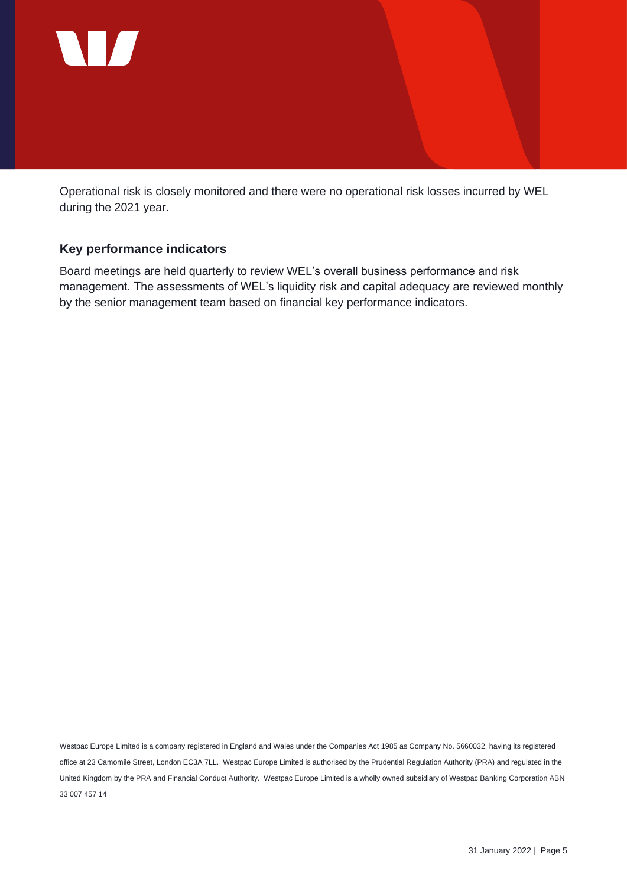Operational risk is closely monitored and there were no operational risk losses incurred by WEL during the 2021 year.

### Key performance indicators

Board meetings are held quarterly to review WEL's overall business performance and risk management. The assessments of WEL's liquidity risk and capital adequacy are reviewed monthly by the senior management team based on financial key performance indicators.

Westpac Europe Limited is a company registered in England and Wales under the Companies Act 1985 as Company No. 5660032, having its registered office at 23 Camomile Street, London EC3A 7LL. Westpac Europe Limited is authorised by the Prudential Regulation Authority (PRA) and regulated in the United Kingdom by the PRA and Financial Conduct Authority. Westpac Europe Limited is a wholly owned subsidiary of Westpac Banking Corporation ABN 33 007 457 14